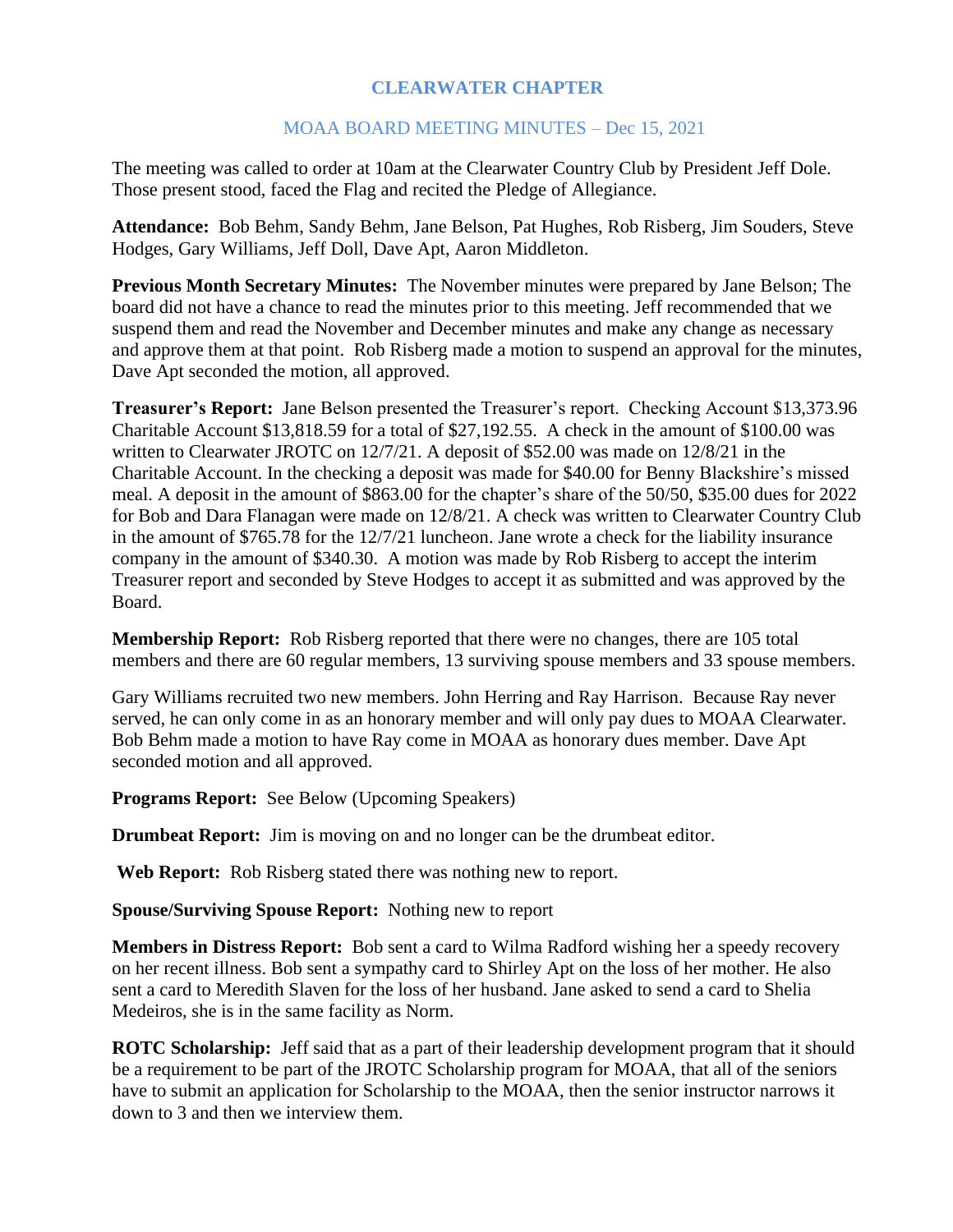# CLEARWATER CHAPTER

## MOAA BOARD MEETING MINUTES – Dec 15, 2021

The meeting was called to order at 10am at the Clearwater Country Club by President Jeff Dole. Those present stood, faced the Flag and recited the Pledge of Allegiance.

**Attendance:** Bob Behm, Sandy Behm, Jane Belson, Pat Hughes, Rob Risberg, Jim Souders, Steve Hodges, Gary Williams, Jeff Doll, Dave Apt, Aaron Middleton.

**Previous Month Secretary Minutes:** The November minutes were prepared by Jane Belson; The board did not have a chance to read the minutes prior to this meeting. Jeff recommended that we suspend them and read the November and December minutes and make any change as necessary and approve them at that point. Rob Risberg made a motion to suspend an approval for the minutes, Dave Apt seconded the motion, all approved.

**Treasurer's Report:** Jane Belson presented the Treasurer's report. Checking Account $13,373.96 Charitable Account $13,818.59 for a total of $27,192.55. A check in the amount of $100.00 was written to Clearwater JROTC on 12/7/21. A deposit of $52.00 was made on 12/8/21 in the Charitable Account. In the checking a deposit was made for $40.00 for Benny Blackshire's missed meal. A deposit in the amount of $863.00 for the chapter's share of the 50/50, $35.00 dues for 2022 for Bob and Dara Flanagan were made on 12/8/21. A check was written to Clearwater Country Club in the amount of $765.78 for the 12/7/21 luncheon. Jane wrote a check for the liability insurance company in the amount of $340.30. A motion was made by Rob Risberg to accept the interim Treasurer report and seconded by Steve Hodges to accept it as submitted and was approved by the Board.

**Membership Report:** Rob Risberg reported that there were no changes, there are 105 total members and there are 60 regular members, 13 surviving spouse members and 33 spouse members.

Gary Williams recruited two new members. John Herring and Ray Harrison. Because Ray never served, he can only come in as an honorary member and will only pay dues to MOAA Clearwater. Bob Behm made a motion to have Ray come in MOAA as honorary dues member. Dave Apt seconded motion and all approved.

**Programs Report:** See Below (Upcoming Speakers)

**Drumbeat Report:** Jim is moving on and no longer can be the drumbeat editor.

**Web Report:** Rob Risberg stated there was nothing new to report.

**Spouse/Surviving Spouse Report:** Nothing new to report

**Members in Distress Report:** Bob sent a card to Wilma Radford wishing her a speedy recovery on her recent illness. Bob sent a sympathy card to Shirley Apt on the loss of her mother. He also sent a card to Meredith Slaven for the loss of her husband. Jane asked to send a card to Shelia Medeiros, she is in the same facility as Norm.

**ROTC Scholarship:** Jeff said that as a part of their leadership development program that it should be a requirement to be part of the JROTC Scholarship program for MOAA, that all of the seniors have to submit an application for Scholarship to the MOAA, then the senior instructor narrows it down to 3 and then we interview them.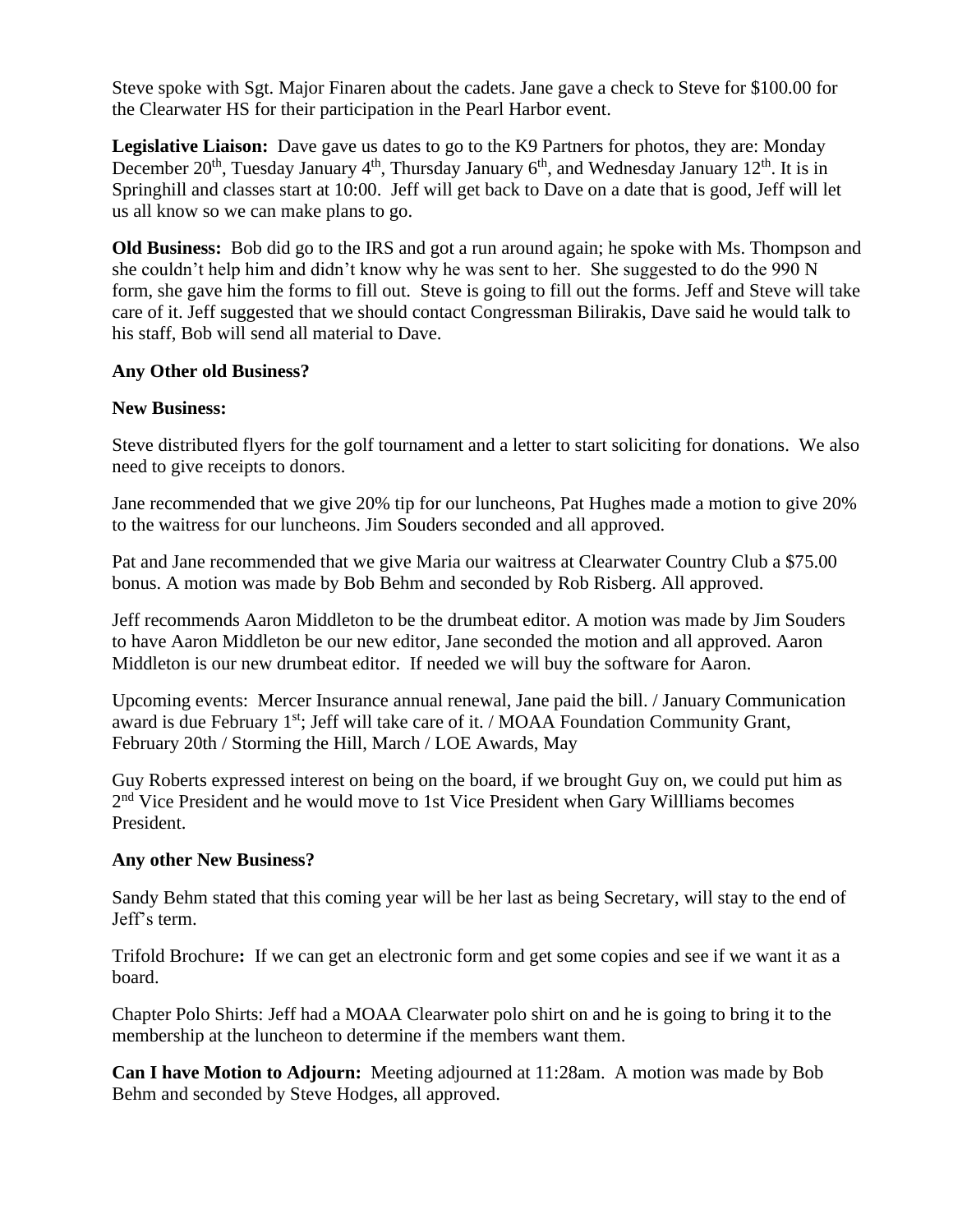Steve spoke with Sgt. Major Finaren about the cadets. Jane gave a check to Steve for $100.00 for the Clearwater HS for their participation in the Pearl Harbor event.

**Legislative Liaison:** Dave gave us dates to go to the K9 Partners for photos, they are: Monday December 20th, Tuesday January 4th, Thursday January 6th, and Wednesday January 12th. It is in Springhill and classes start at 10:00. Jeff will get back to Dave on a date that is good, Jeff will let us all know so we can make plans to go.

**Old Business:** Bob did go to the IRS and got a run around again; he spoke with Ms. Thompson and she couldn't help him and didn't know why he was sent to her. She suggested to do the 990 N form, she gave him the forms to fill out. Steve is going to fill out the forms. Jeff and Steve will take care of it. Jeff suggested that we should contact Congressman Bilirakis, Dave said he would talk to his staff, Bob will send all material to Dave.

**Any Other old Business?**

**New Business:**

Steve distributed flyers for the golf tournament and a letter to start soliciting for donations. We also need to give receipts to donors.

Jane recommended that we give 20% tip for our luncheons, Pat Hughes made a motion to give 20% to the waitress for our luncheons. Jim Souders seconded and all approved.

Pat and Jane recommended that we give Maria our waitress at Clearwater Country Club a $75.00 bonus. A motion was made by Bob Behm and seconded by Rob Risberg. All approved.

Jeff recommends Aaron Middleton to be the drumbeat editor. A motion was made by Jim Souders to have Aaron Middleton be our new editor, Jane seconded the motion and all approved. Aaron Middleton is our new drumbeat editor. If needed we will buy the software for Aaron.

Upcoming events: Mercer Insurance annual renewal, Jane paid the bill. / January Communication award is due February 1st; Jeff will take care of it. / MOAA Foundation Community Grant, February 20th / Storming the Hill, March / LOE Awards, May

Guy Roberts expressed interest on being on the board, if we brought Guy on, we could put him as 2nd Vice President and he would move to 1st Vice President when Gary Willliams becomes President.

**Any other New Business?**

Sandy Behm stated that this coming year will be her last as being Secretary, will stay to the end of Jeff's term.

Trifold Brochure**:** If we can get an electronic form and get some copies and see if we want it as a board.

Chapter Polo Shirts: Jeff had a MOAA Clearwater polo shirt on and he is going to bring it to the membership at the luncheon to determine if the members want them.

**Can I have Motion to Adjourn:** Meeting adjourned at 11:28am. A motion was made by Bob Behm and seconded by Steve Hodges, all approved.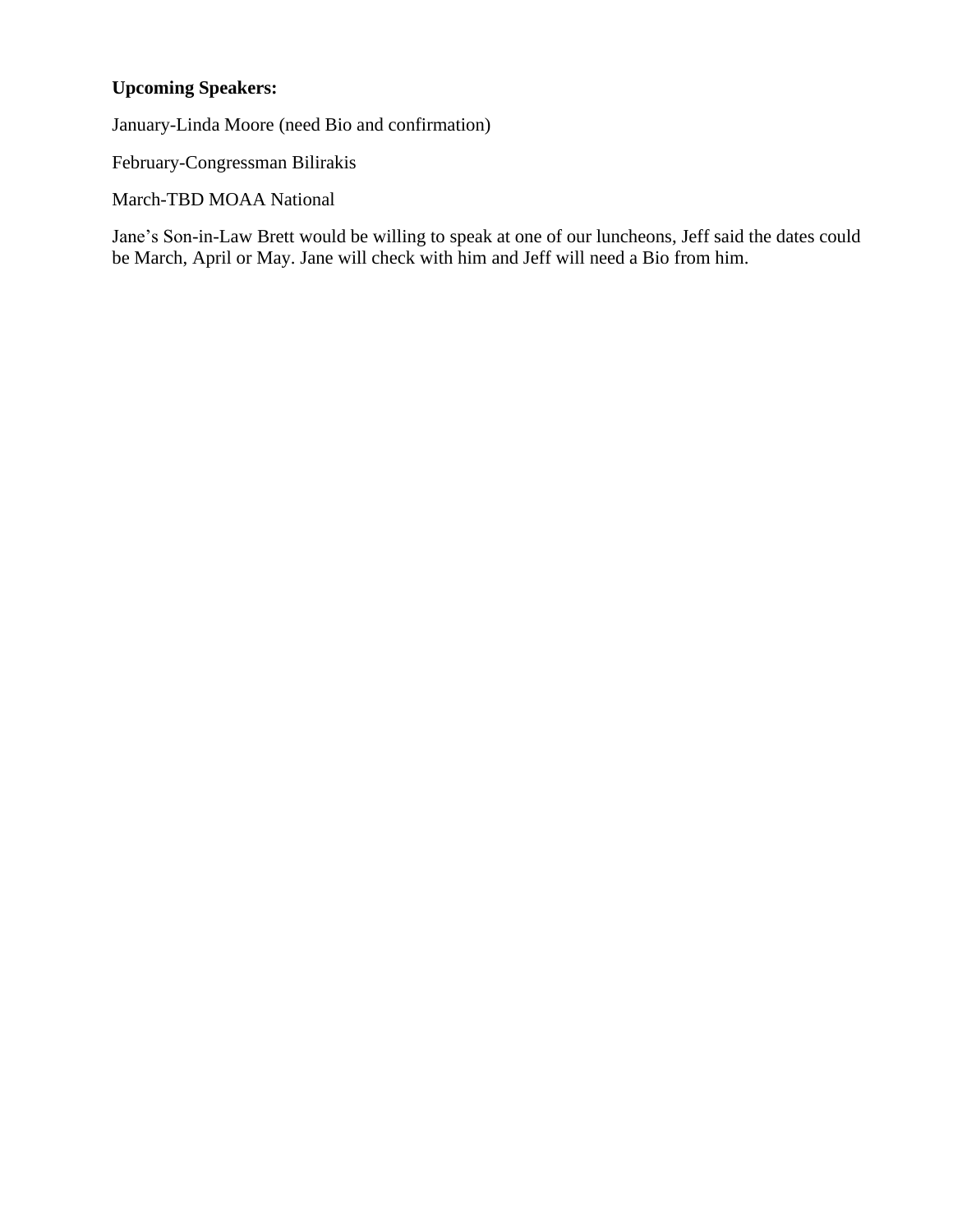**Upcoming Speakers:**

January-Linda Moore (need Bio and confirmation)

February-Congressman Bilirakis

March-TBD MOAA National

Jane's Son-in-Law Brett would be willing to speak at one of our luncheons, Jeff said the dates could be March, April or May. Jane will check with him and Jeff will need a Bio from him.